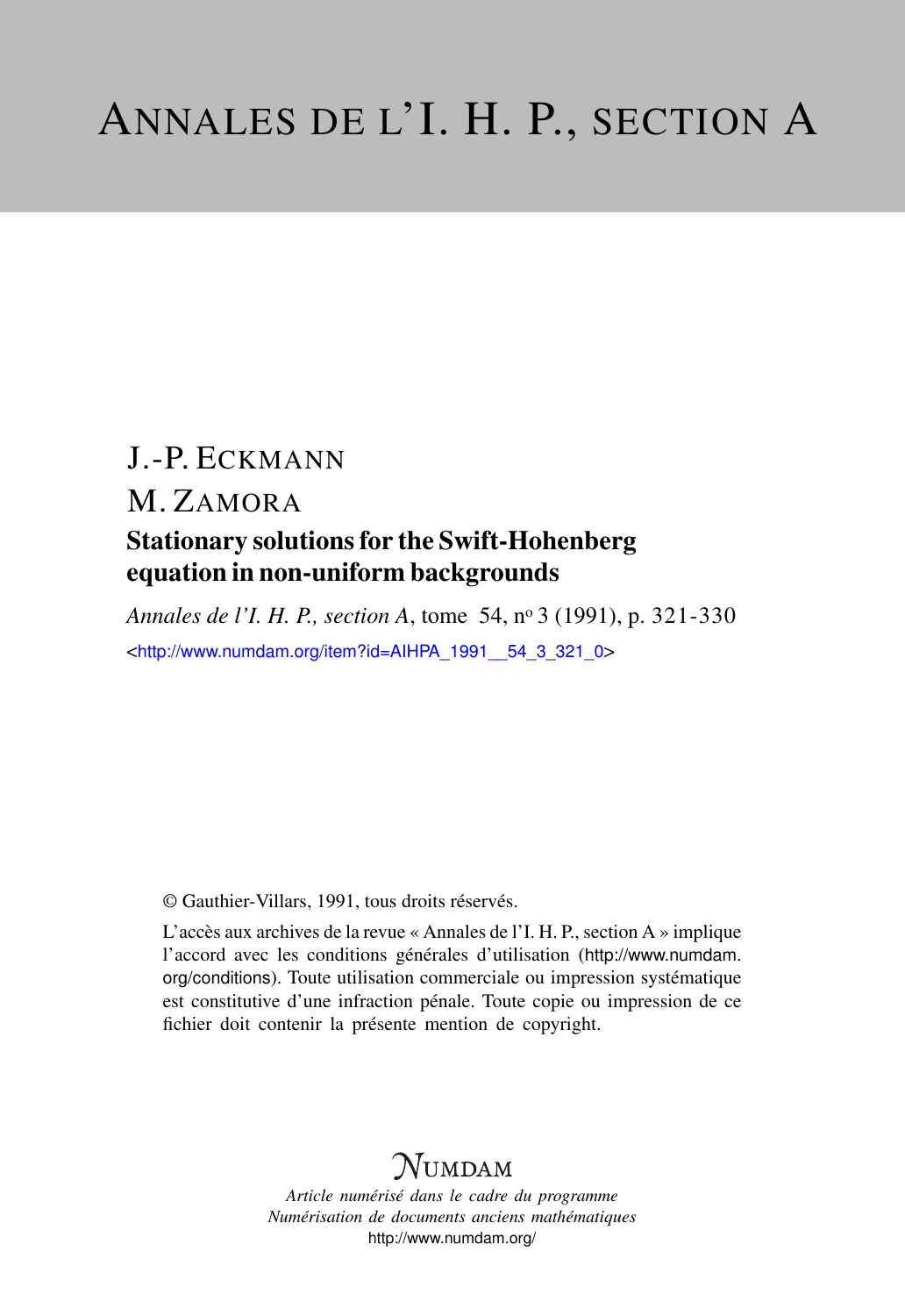# Annales de l'I. H. P., section A

J.-P. Eckmann

M. Zamora

## Stationary solutions for the Swift-Hohenberg equation in non-uniform backgrounds

*Annales de l'I. H. P., section A*, tome 54, nº 3 (1991), p. 321-330

<http://www.numdam.org/item?id=AIHPA_1991__54_3_321_0>

© Gauthier-Villars, 1991, tous droits réservés.

L'accès aux archives de la revue « Annales de l'I. H. P., section A » implique l'accord avec les conditions générales d'utilisation (http://www.numdam.org/conditions). Toute utilisation commerciale ou impression systématique est constitutive d'une infraction pénale. Toute copie ou impression de ce fichier doit contenir la présente mention de copyright.

Numdam

*Article numérisé dans le cadre du programme*
*Numérisation de documents anciens mathématiques*
http://www.numdam.org/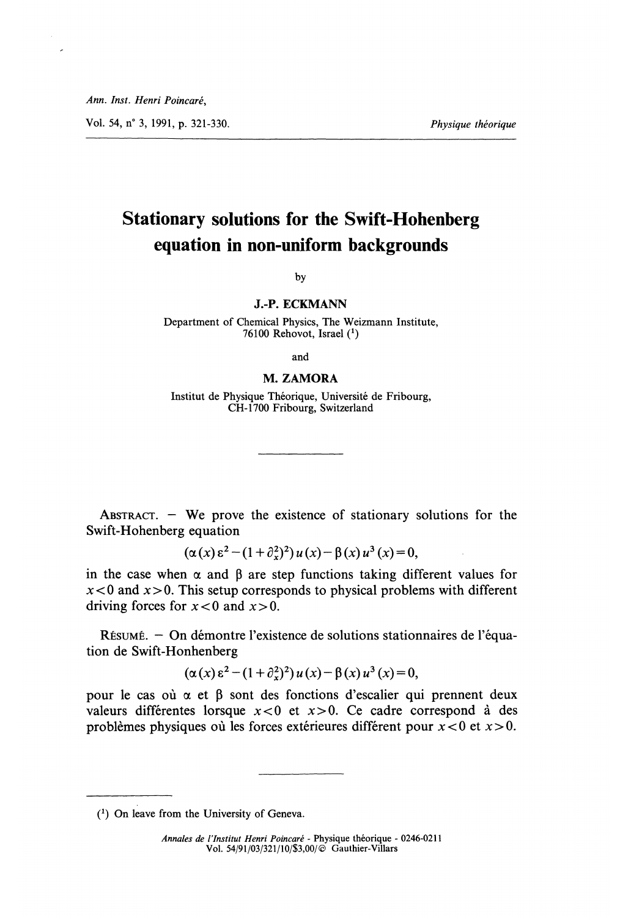# Stationary solutions for the Swift-Hohenberg equation in non-uniform backgrounds

by

**J.-P. ECKMANN**

Department of Chemical Physics, The Weizmann Institute, 76100 Rehovot, Israel [1]

and

**M. ZAMORA**

Institut de Physique Théorique, Université de Fribourg, CH-1700 Fribourg, Switzerland

---

ABSTRACT. — We prove the existence of stationary solutions for the Swift-Hohenberg equation

$$(\alpha(x)\varepsilon^2 - (1+\partial_x^2)^2)\,u(x) - \beta(x)\,u^3(x) = 0,$$

in the case when $\alpha$ and $\beta$ are step functions taking different values for $x<0$ and $x>0$. This setup corresponds to physical problems with different driving forces for $x<0$ and $x>0$.

RÉSUMÉ. — On démontre l'existence de solutions stationnaires de l'équation de Swift-Honhenberg

$$(\alpha(x)\varepsilon^2 - (1+\partial_x^2)^2)\,u(x) - \beta(x)\,u^3(x) = 0,$$

pour le cas où $\alpha$ et $\beta$ sont des fonctions d'escalier qui prennent deux valeurs différentes lorsque $x<0$ et $x>0$. Ce cadre correspond à des problèmes physiques où les forces extérieures diffèrent pour $x<0$ et $x>0$.

---

[1] On leave from the University of Geneva.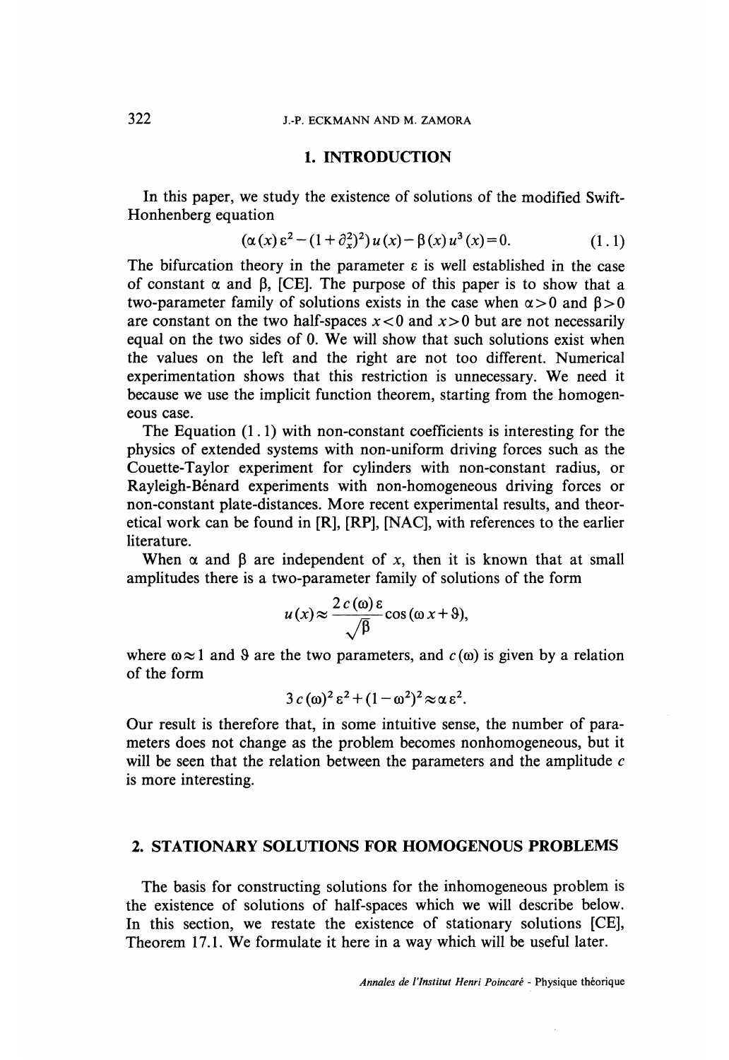## 1. INTRODUCTION

In this paper, we study the existence of solutions of the modified Swift-Honhenberg equation

$$(\alpha(x)\varepsilon^2 - (1+\partial_x^2)^2)u(x) - \beta(x)u^3(x) = 0. \tag{1.1}$$

The bifurcation theory in the parameter $\varepsilon$ is well established in the case of constant $\alpha$ and $\beta$, [CE]. The purpose of this paper is to show that a two-parameter family of solutions exists in the case when $\alpha > 0$ and $\beta > 0$ are constant on the two half-spaces $x < 0$ and $x > 0$ but are not necessarily equal on the two sides of 0. We will show that such solutions exist when the values on the left and the right are not too different. Numerical experimentation shows that this restriction is unnecessary. We need it because we use the implicit function theorem, starting from the homogeneous case.

The Equation (1.1) with non-constant coefficients is interesting for the physics of extended systems with non-uniform driving forces such as the Couette-Taylor experiment for cylinders with non-constant radius, or Rayleigh-Bénard experiments with non-homogeneous driving forces or non-constant plate-distances. More recent experimental results, and theoretical work can be found in [R], [RP], [NAC], with references to the earlier literature.

When $\alpha$ and $\beta$ are independent of $x$, then it is known that at small amplitudes there is a two-parameter family of solutions of the form

$$u(x) \approx \frac{2c(\omega)\varepsilon}{\sqrt{\beta}}\cos(\omega x + \vartheta),$$

where $\omega \approx 1$ and $\vartheta$ are the two parameters, and $c(\omega)$ is given by a relation of the form

$$3c(\omega)^2\varepsilon^2 + (1-\omega^2)^2 \approx \alpha\varepsilon^2.$$

Our result is therefore that, in some intuitive sense, the number of parameters does not change as the problem becomes nonhomogeneous, but it will be seen that the relation between the parameters and the amplitude $c$ is more interesting.

## 2. STATIONARY SOLUTIONS FOR HOMOGENOUS PROBLEMS

The basis for constructing solutions for the inhomogeneous problem is the existence of solutions of half-spaces which we will describe below. In this section, we restate the existence of stationary solutions [CE], Theorem 17.1. We formulate it here in a way which will be useful later.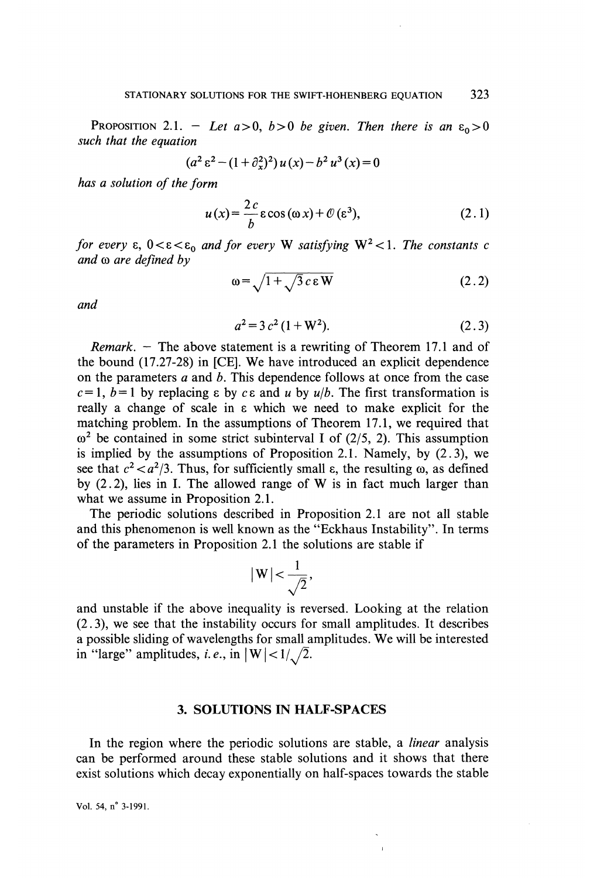PROPOSITION 2.1. — *Let $a>0$, $b>0$ be given. Then there is an $\varepsilon_0>0$ such that the equation*

$$(a^2\varepsilon^2-(1+\partial_x^2)^2)u(x)-b^2u^3(x)=0$$

*has a solution of the form*

$$u(x)=\frac{2c}{b}\varepsilon\cos(\omega x)+\mathcal{O}(\varepsilon^3), \tag{2.1}$$

*for every $\varepsilon$, $0<\varepsilon<\varepsilon_0$ and for every W satisfying $W^2<1$. The constants c and $\omega$ are defined by*

$$\omega=\sqrt{1+\sqrt{3}\,c\,\varepsilon\,W} \tag{2.2}$$

*and*

$$a^2=3c^2(1+W^2). \tag{2.3}$$

*Remark.* — The above statement is a rewriting of Theorem 17.1 and of the bound (17.27-28) in [CE]. We have introduced an explicit dependence on the parameters $a$ and $b$. This dependence follows at once from the case $c=1$, $b=1$ by replacing $\varepsilon$ by $c\varepsilon$ and $u$ by $u/b$. The first transformation is really a change of scale in $\varepsilon$ which we need to make explicit for the matching problem. In the assumptions of Theorem 17.1, we required that $\omega^2$ be contained in some strict subinterval I of (2/5, 2). This assumption is implied by the assumptions of Proposition 2.1. Namely, by (2.3), we see that $c^2<a^2/3$. Thus, for sufficiently small $\varepsilon$, the resulting $\omega$, as defined by (2.2), lies in I. The allowed range of W is in fact much larger than what we assume in Proposition 2.1.

The periodic solutions described in Proposition 2.1 are not all stable and this phenomenon is well known as the "Eckhaus Instability". In terms of the parameters in Proposition 2.1 the solutions are stable if

$$|W|<\frac{1}{\sqrt{2}},$$

and unstable if the above inequality is reversed. Looking at the relation (2.3), we see that the instability occurs for small amplitudes. It describes a possible sliding of wavelengths for small amplitudes. We will be interested in "large" amplitudes, *i.e.*, in $|W|<1/\sqrt{2}$.

## 3. SOLUTIONS IN HALF-SPACES

In the region where the periodic solutions are stable, a *linear* analysis can be performed around these stable solutions and it shows that there exist solutions which decay exponentially on half-spaces towards the stable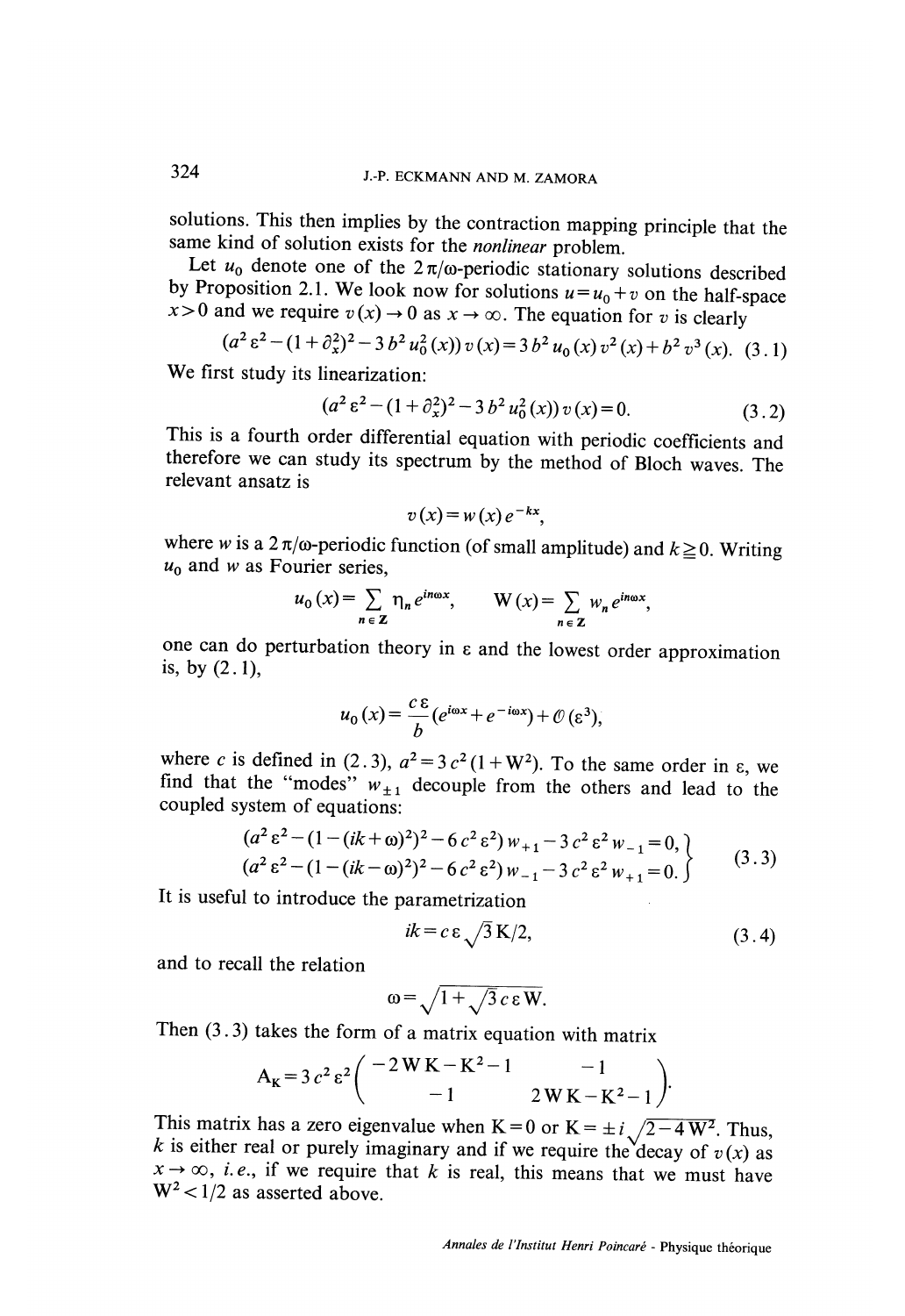solutions. This then implies by the contraction mapping principle that the same kind of solution exists for the *nonlinear* problem.

Let $u_0$ denote one of the $2\pi/\omega$-periodic stationary solutions described by Proposition 2.1. We look now for solutions $u=u_0+v$ on the half-space $x>0$ and we require $v(x)\to 0$ as $x\to\infty$. The equation for $v$ is clearly

$$(a^2\varepsilon^2-(1+\partial_x^2)^2-3b^2u_0^2(x))\,v(x)=3b^2u_0(x)\,v^2(x)+b^2v^3(x). \quad (3.1)$$

We first study its linearization:

$$(a^2\varepsilon^2-(1+\partial_x^2)^2-3b^2u_0^2(x))\,v(x)=0. \quad (3.2)$$

This is a fourth order differential equation with periodic coefficients and therefore we can study its spectrum by the method of Bloch waves. The relevant ansatz is

$$v(x)=w(x)\,e^{-kx},$$

where $w$ is a $2\pi/\omega$-periodic function (of small amplitude) and $k\geqq 0$. Writing $u_0$ and $w$ as Fourier series,

$$u_0(x)=\sum_{n\in\mathbf{Z}}\eta_n e^{in\omega x},\qquad \mathrm{W}(x)=\sum_{n\in\mathbf{Z}}w_n e^{in\omega x},$$

one can do perturbation theory in $\varepsilon$ and the lowest order approximation is, by (2.1),

$$u_0(x)=\frac{c\,\varepsilon}{b}(e^{i\omega x}+e^{-i\omega x})+\mathcal{O}(\varepsilon^3),$$

where $c$ is defined in (2.3), $a^2=3c^2(1+\mathrm{W}^2)$. To the same order in $\varepsilon$, we find that the "modes" $w_{\pm 1}$ decouple from the others and lead to the coupled system of equations:

$$\left.\begin{aligned}(a^2\varepsilon^2-(1-(ik+\omega)^2)^2-6c^2\varepsilon^2)\,w_{+1}-3c^2\varepsilon^2 w_{-1}=0,\\ (a^2\varepsilon^2-(1-(ik-\omega)^2)^2-6c^2\varepsilon^2)\,w_{-1}-3c^2\varepsilon^2 w_{+1}=0.\end{aligned}\right\} \quad (3.3)$$

It is useful to introduce the parametrization

$$ik=c\,\varepsilon\sqrt{3}\,\mathrm{K}/2, \quad (3.4)$$

and to recall the relation

$$\omega=\sqrt{1+\sqrt{3}\,c\,\varepsilon\,\mathrm{W}}.$$

Then (3.3) takes the form of a matrix equation with matrix

$$\mathrm{A_K}=3c^2\varepsilon^2\begin{pmatrix}-2\mathrm{W}\mathrm{K}-\mathrm{K}^2-1 & -1\\ -1 & 2\mathrm{W}\mathrm{K}-\mathrm{K}^2-1\end{pmatrix}.$$

This matrix has a zero eigenvalue when $\mathrm{K}=0$ or $\mathrm{K}=\pm i\sqrt{2-4\mathrm{W}^2}$. Thus, $k$ is either real or purely imaginary and if we require the decay of $v(x)$ as $x\to\infty$, *i.e.*, if we require that $k$ is real, this means that we must have $\mathrm{W}^2<1/2$ as asserted above.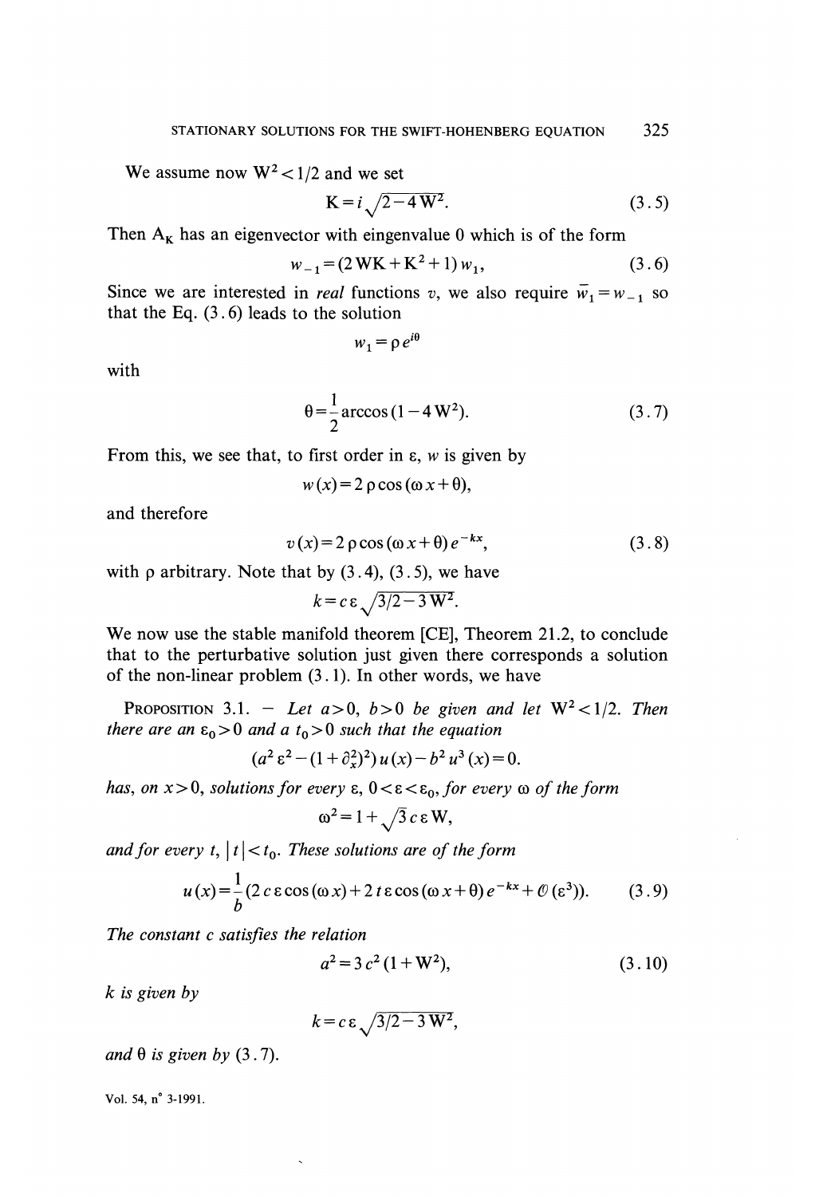We assume now $W^2 < 1/2$ and we set

$$K = i\sqrt{2 - 4W^2}. \tag{3.5}$$

Then $A_K$ has an eigenvector with eingenvalue 0 which is of the form

$$w_{-1} = (2WK + K^2 + 1)\, w_1, \tag{3.6}$$

Since we are interested in *real* functions $v$, we also require $\bar{w}_1 = w_{-1}$ so that the Eq. (3.6) leads to the solution

$$w_1 = \rho\, e^{i\theta}$$

with

$$\theta = \frac{1}{2} \arccos(1 - 4W^2). \tag{3.7}$$

From this, we see that, to first order in $\varepsilon$, $w$ is given by

$$w(x) = 2\rho \cos(\omega x + \theta),$$

and therefore

$$v(x) = 2\rho \cos(\omega x + \theta)\, e^{-kx}, \tag{3.8}$$

with $\rho$ arbitrary. Note that by (3.4), (3.5), we have

$$k = c\varepsilon\sqrt{3/2 - 3W^2}.$$

We now use the stable manifold theorem [CE], Theorem 21.2, to conclude that to the perturbative solution just given there corresponds a solution of the non-linear problem (3.1). In other words, we have

Proposition 3.1. — *Let $a > 0$, $b > 0$ be given and let $W^2 < 1/2$. Then there are an $\varepsilon_0 > 0$ and a $t_0 > 0$ such that the equation*

$$(a^2\varepsilon^2 - (1 + \partial_x^2)^2)\, u(x) - b^2 u^3(x) = 0.$$

*has, on $x > 0$, solutions for every $\varepsilon$, $0 < \varepsilon < \varepsilon_0$, for every $\omega$ of the form*

$$\omega^2 = 1 + \sqrt{3}\, c\varepsilon W,$$

*and for every $t$, $|t| < t_0$. These solutions are of the form*

$$u(x) = \frac{1}{b}(2c\varepsilon\cos(\omega x) + 2t\varepsilon\cos(\omega x + \theta)\, e^{-kx} + \mathcal{O}(\varepsilon^3)). \tag{3.9}$$

*The constant $c$ satisfies the relation*

$$a^2 = 3c^2(1 + W^2), \tag{3.10}$$

*$k$ is given by*

$$k = c\varepsilon\sqrt{3/2 - 3W^2},$$

*and $\theta$ is given by (3.7).*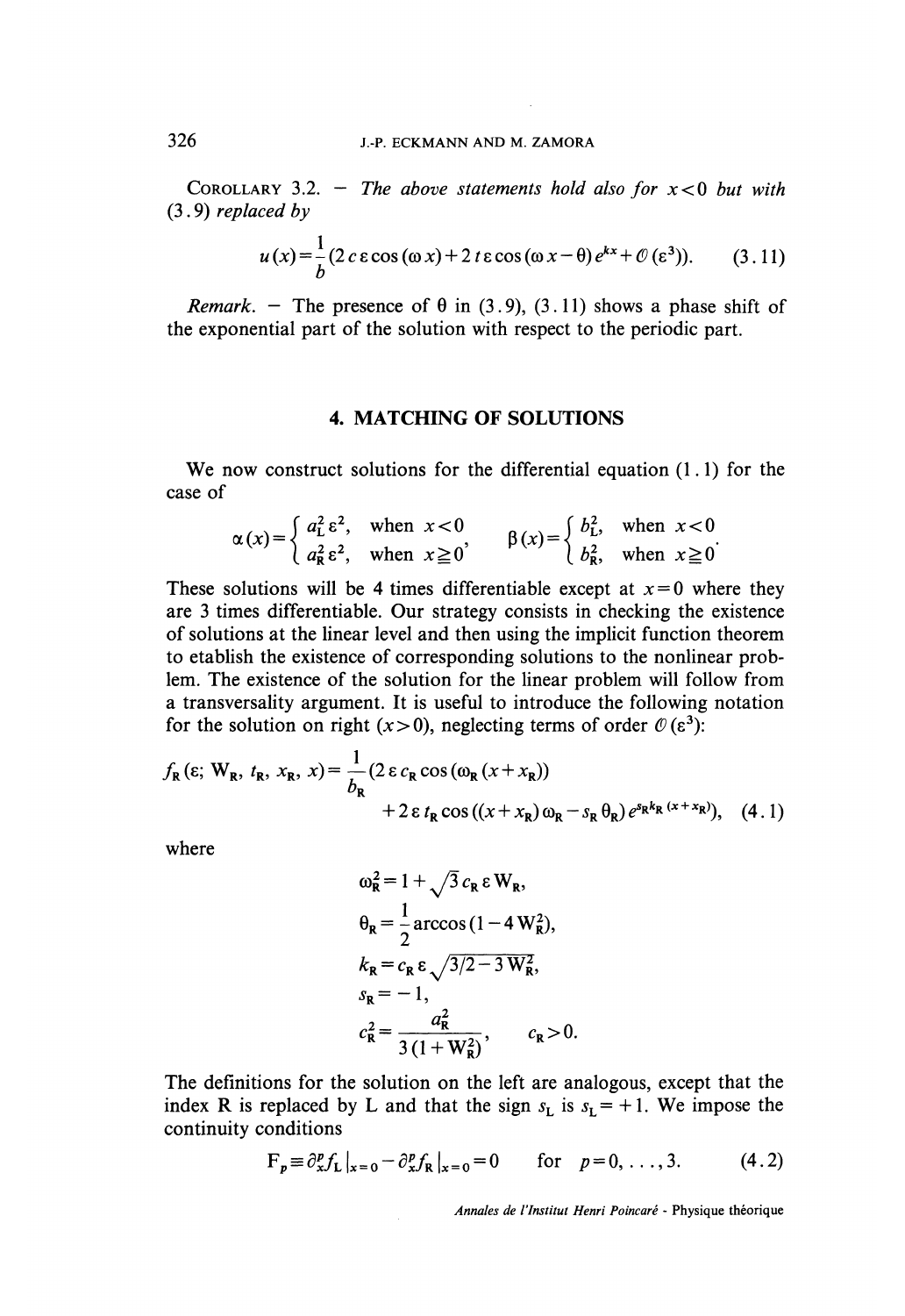COROLLARY 3.2. — *The above statements hold also for $x<0$ but with (3.9) replaced by*

$$u(x)=\frac{1}{b}(2\,c\,\varepsilon\cos(\omega x)+2\,t\,\varepsilon\cos(\omega x-\theta)\,e^{kx}+\mathcal{O}(\varepsilon^3)). \qquad (3.11)$$

*Remark.* — The presence of $\theta$ in (3.9), (3.11) shows a phase shift of the exponential part of the solution with respect to the periodic part.

## 4. MATCHING OF SOLUTIONS

We now construct solutions for the differential equation (1.1) for the case of

$$\alpha(x)=\begin{cases} a_L^2\,\varepsilon^2, & \text{when } x<0\\ a_R^2\,\varepsilon^2, & \text{when } x\geqq 0\end{cases},\qquad \beta(x)=\begin{cases} b_L^2, & \text{when } x<0\\ b_R^2, & \text{when } x\geqq 0\end{cases}.$$

These solutions will be 4 times differentiable except at $x=0$ where they are 3 times differentiable. Our strategy consists in checking the existence of solutions at the linear level and then using the implicit function theorem to etablish the existence of corresponding solutions to the nonlinear problem. The existence of the solution for the linear problem will follow from a transversality argument. It is useful to introduce the following notation for the solution on right ($x>0$), neglecting terms of order $\mathcal{O}(\varepsilon^3)$:

$$f_R(\varepsilon;\,W_R,\,t_R,\,x_R,\,x)=\frac{1}{b_R}(2\,\varepsilon\,c_R\cos(\omega_R(x+x_R)) + 2\,\varepsilon\,t_R\cos((x+x_R)\,\omega_R-s_R\,\theta_R)\,e^{s_R k_R(x+x_R)}), \qquad (4.1)$$

where

$$\omega_R^2=1+\sqrt{3}\,c_R\,\varepsilon\,W_R,$$
$$\theta_R=\frac{1}{2}\arccos(1-4\,W_R^2),$$
$$k_R=c_R\,\varepsilon\sqrt{3/2-3\,W_R^2},$$
$$s_R=-1,$$
$$c_R^2=\frac{a_R^2}{3(1+W_R^2)},\qquad c_R>0.$$

The definitions for the solution on the left are analogous, except that the index R is replaced by L and that the sign $s_L$ is $s_L=+1$. We impose the continuity conditions

$$F_p\equiv\partial_x^p f_L\,|_{x=0}-\partial_x^p f_R\,|_{x=0}=0 \qquad \text{for}\quad p=0,\,\ldots,\,3. \qquad (4.2)$$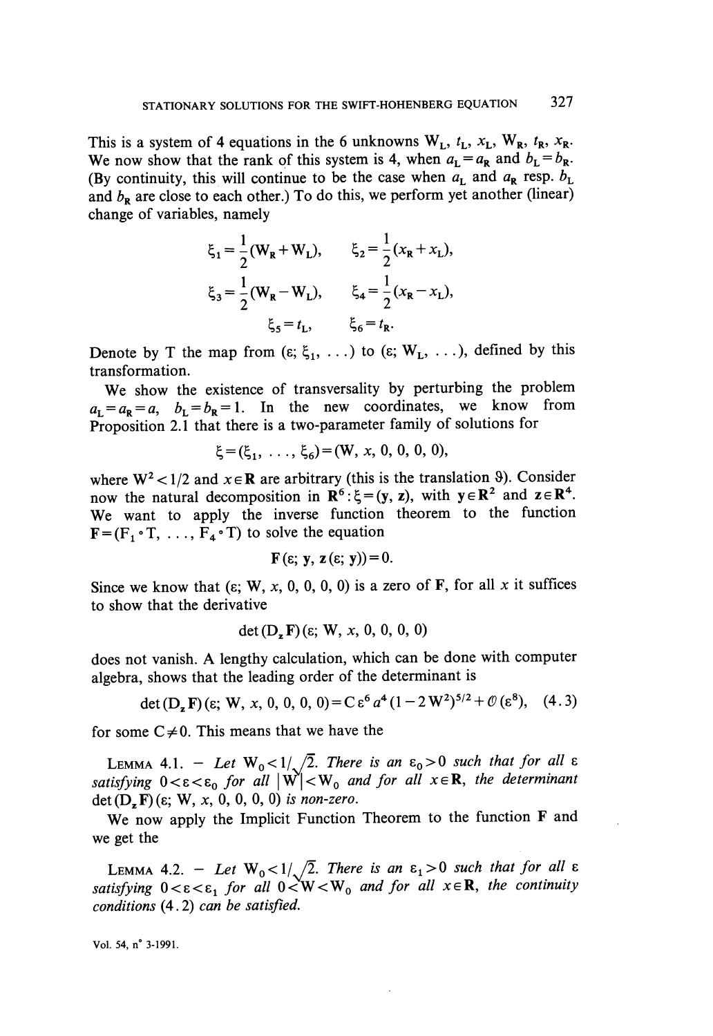This is a system of 4 equations in the 6 unknowns $W_L$, $t_L$, $x_L$, $W_R$, $t_R$, $x_R$. We now show that the rank of this system is 4, when $a_L = a_R$ and $b_L = b_R$. (By continuity, this will continue to be the case when $a_L$ and $a_R$ resp. $b_L$ and $b_R$ are close to each other.) To do this, we perform yet another (linear) change of variables, namely

$$\xi_1 = \frac{1}{2}(W_R + W_L), \qquad \xi_2 = \frac{1}{2}(x_R + x_L),$$

$$\xi_3 = \frac{1}{2}(W_R - W_L), \qquad \xi_4 = \frac{1}{2}(x_R - x_L),$$

$$\xi_5 = t_L, \qquad \xi_6 = t_R.$$

Denote by T the map from $(\varepsilon; \xi_1, \ldots)$ to $(\varepsilon; W_L, \ldots)$, defined by this transformation.

We show the existence of transversality by perturbing the problem $a_L = a_R = a$, $b_L = b_R = 1$. In the new coordinates, we know from Proposition 2.1 that there is a two-parameter family of solutions for

$$\xi = (\xi_1, \ldots, \xi_6) = (W, x, 0, 0, 0, 0),$$

where $W^2 < 1/2$ and $x \in \mathbf{R}$ are arbitrary (this is the translation $\vartheta$). Consider now the natural decomposition in $\mathbf{R}^6 : \xi = (\mathbf{y}, \mathbf{z})$, with $\mathbf{y} \in \mathbf{R}^2$ and $\mathbf{z} \in \mathbf{R}^4$. We want to apply the inverse function theorem to the function $\mathbf{F} = (F_1 \circ T, \ldots, F_4 \circ T)$ to solve the equation

$$\mathbf{F}(\varepsilon; \mathbf{y}, \mathbf{z}(\varepsilon; \mathbf{y})) = 0.$$

Since we know that $(\varepsilon; W, x, 0, 0, 0, 0)$ is a zero of $\mathbf{F}$, for all $x$ it suffices to show that the derivative

$$\det(D_{\mathbf{z}} \mathbf{F})(\varepsilon; W, x, 0, 0, 0, 0)$$

does not vanish. A lengthy calculation, which can be done with computer algebra, shows that the leading order of the determinant is

$$\det(D_{\mathbf{z}} \mathbf{F})(\varepsilon; W, x, 0, 0, 0, 0) = C \varepsilon^6 a^4 (1 - 2W^2)^{5/2} + \mathcal{O}(\varepsilon^8), \quad (4.3)$$

for some $C \neq 0$. This means that we have the

LEMMA 4.1. – *Let $W_0 < 1/\sqrt{2}$. There is an $\varepsilon_0 > 0$ such that for all $\varepsilon$ satisfying $0 < \varepsilon < \varepsilon_0$ for all $|W| < W_0$ and for all $x \in \mathbf{R}$, the determinant $\det(D_{\mathbf{z}} \mathbf{F})(\varepsilon; W, x, 0, 0, 0, 0)$ is non-zero.*

We now apply the Implicit Function Theorem to the function $\mathbf{F}$ and we get the

LEMMA 4.2. – *Let $W_0 < 1/\sqrt{2}$. There is an $\varepsilon_1 > 0$ such that for all $\varepsilon$ satisfying $0 < \varepsilon < \varepsilon_1$ for all $0 < W < W_0$ and for all $x \in \mathbf{R}$, the continuity conditions (4.2) can be satisfied.*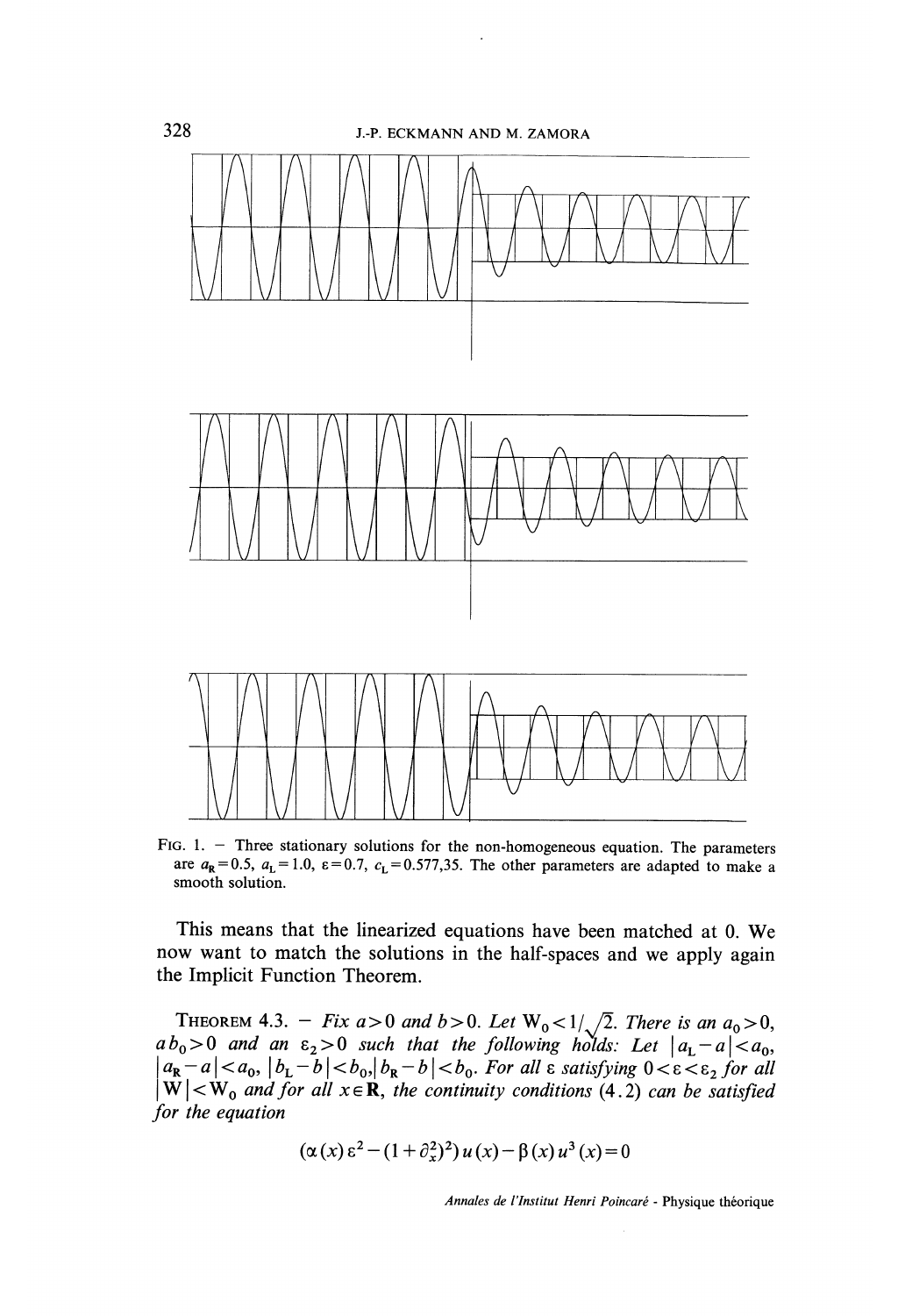FIG. 1. – Three stationary solutions for the non-homogeneous equation. The parameters are $a_R = 0.5$, $a_L = 1.0$, $\varepsilon = 0.7$, $c_L = 0.577,35$. The other parameters are adapted to make a smooth solution.

This means that the linearized equations have been matched at 0. We now want to match the solutions in the half-spaces and we apply again the Implicit Function Theorem.

THEOREM 4.3. – *Fix $a > 0$ and $b > 0$. Let $W_0 < 1/\sqrt{2}$. There is an $a_0 > 0$, $a b_0 > 0$ and an $\varepsilon_2 > 0$ such that the following holds: Let $|a_L - a| < a_0$, $|a_R - a| < a_0$, $|b_L - b| < b_0$, $|b_R - b| < b_0$. For all $\varepsilon$ satisfying $0 < \varepsilon < \varepsilon_2$ for all $|W| < W_0$ and for all $x \in \mathbf{R}$, the continuity conditions (4.2) can be satisfied for the equation*

$$(\alpha(x)\varepsilon^2 - (1 + \partial_x^2)^2) u(x) - \beta(x) u^3(x) = 0$$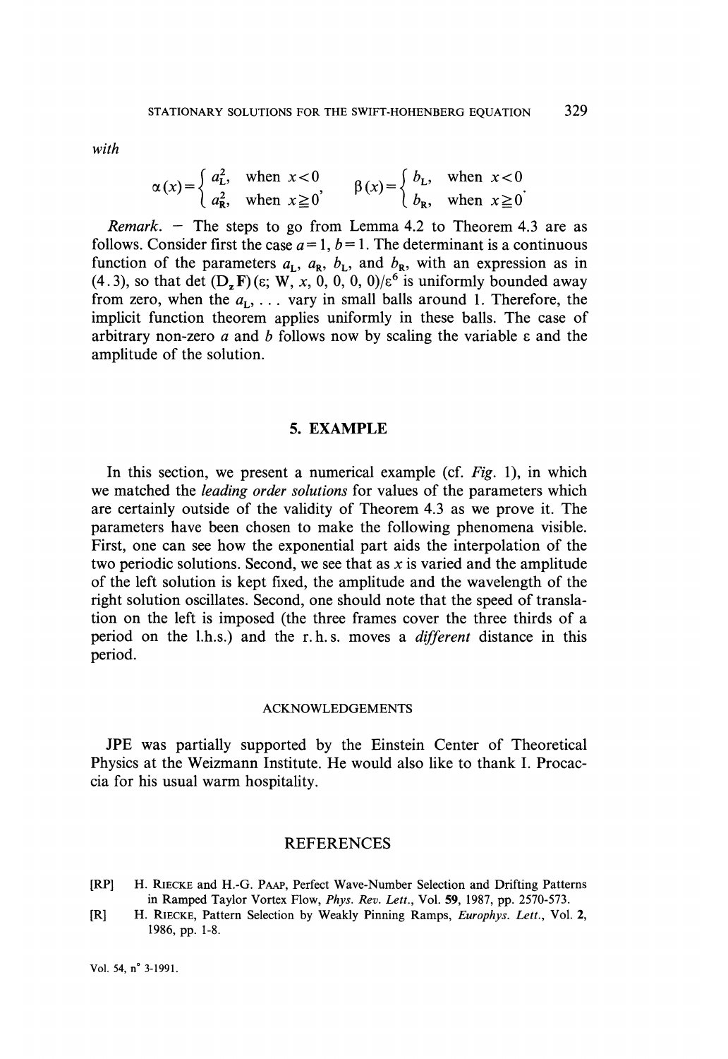*with*

$$\alpha(x)=\begin{cases} a_L^2, & \text{when } x<0 \\ a_R^2, & \text{when } x\geqq 0 \end{cases}, \qquad \beta(x)=\begin{cases} b_L, & \text{when } x<0 \\ b_R, & \text{when } x\geqq 0 \end{cases}.$$

*Remark.* — The steps to go from Lemma 4.2 to Theorem 4.3 are as follows. Consider first the case $a=1$, $b=1$. The determinant is a continuous function of the parameters $a_L$, $a_R$, $b_L$, and $b_R$, with an expression as in (4.3), so that $\det(D_z F)(\varepsilon;\, W,\, x,\, 0,\, 0,\, 0,\, 0)/\varepsilon^6$ is uniformly bounded away from zero, when the $a_L, \ldots$ vary in small balls around 1. Therefore, the implicit function theorem applies uniformly in these balls. The case of arbitrary non-zero $a$ and $b$ follows now by scaling the variable $\varepsilon$ and the amplitude of the solution.

## 5. EXAMPLE

In this section, we present a numerical example (cf. *Fig.* 1), in which we matched the *leading order solutions* for values of the parameters which are certainly outside of the validity of Theorem 4.3 as we prove it. The parameters have been chosen to make the following phenomena visible. First, one can see how the exponential part aids the interpolation of the two periodic solutions. Second, we see that as $x$ is varied and the amplitude of the left solution is kept fixed, the amplitude and the wavelength of the right solution oscillates. Second, one should note that the speed of translation on the left is imposed (the three frames cover the three thirds of a period on the l.h.s.) and the r.h.s. moves a *different* distance in this period.

### ACKNOWLEDGEMENTS

JPE was partially supported by the Einstein Center of Theoretical Physics at the Weizmann Institute. He would also like to thank I. Procaccia for his usual warm hospitality.

## REFERENCES

[RP] H. Riecke and H.-G. Paap, Perfect Wave-Number Selection and Drifting Patterns in Ramped Taylor Vortex Flow, *Phys. Rev. Lett.*, Vol. **59**, 1987, pp. 2570-573.

[R] H. Riecke, Pattern Selection by Weakly Pinning Ramps, *Europhys. Lett.*, Vol. **2**, 1986, pp. 1-8.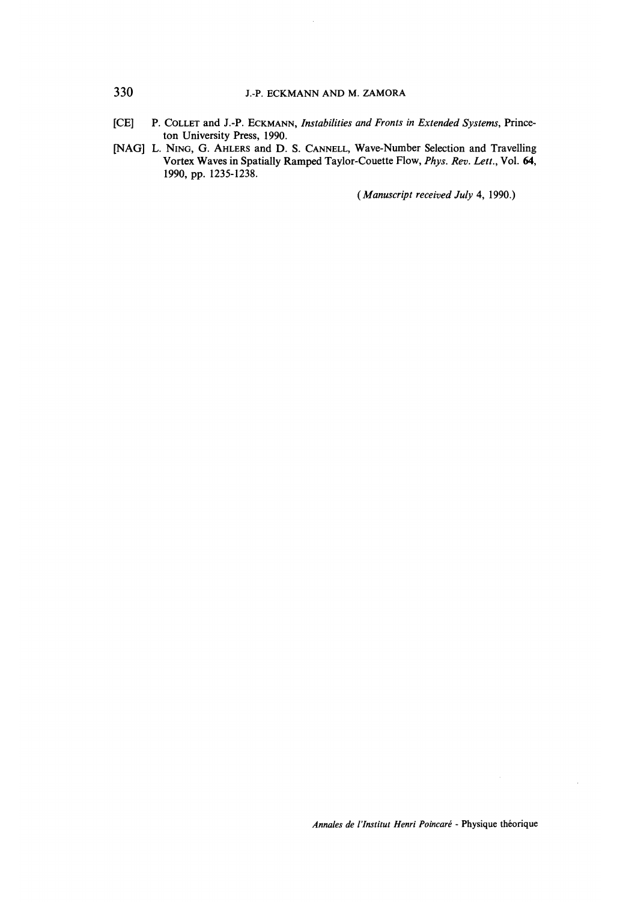[CE] P. Collet and J.-P. Eckmann, *Instabilities and Fronts in Extended Systems*, Princeton University Press, 1990.

[NAG] L. Ning, G. Ahlers and D. S. Cannell, Wave-Number Selection and Travelling Vortex Waves in Spatially Ramped Taylor-Couette Flow, *Phys. Rev. Lett.*, Vol. **64**, 1990, pp. 1235-1238.

(*Manuscript received July* 4, 1990.)